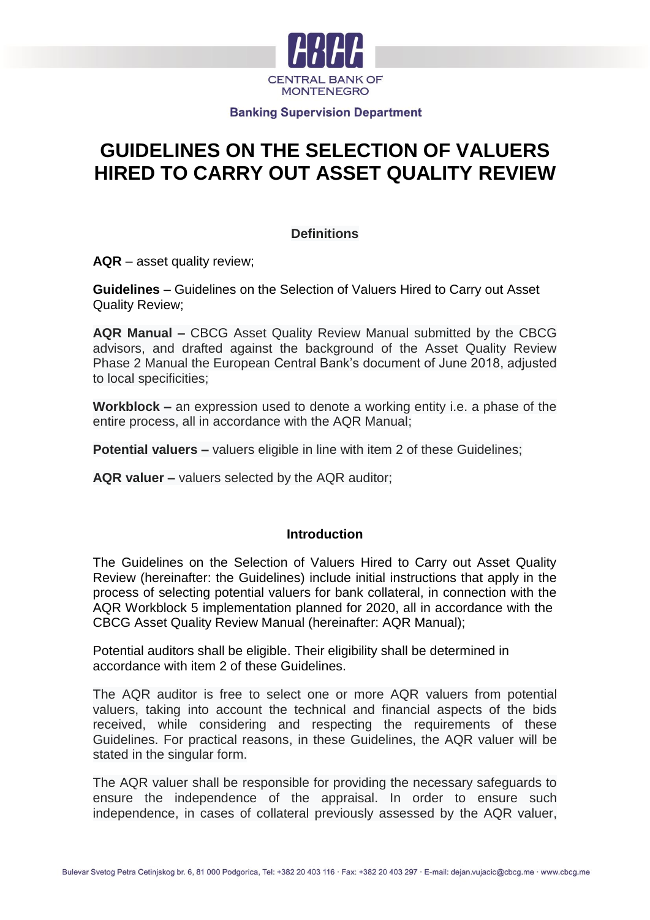CENTRAL BANK OF MONTENEGRO

**Banking Supervision Department**

# GUIDELINES ON THE SELECTION OF VALUERS HIRED TO CARRY OUT ASSET QUALITY REVIEW

### Definitions

**AQR** – asset quality review;

**Guidelines** – Guidelines on the Selection of Valuers Hired to Carry out Asset Quality Review;

**AQR Manual –** CBCG Asset Quality Review Manual submitted by the CBCG advisors, and drafted against the background of the Asset Quality Review Phase 2 Manual the European Central Bank's document of June 2018, adjusted to local specificities;

**Workblock –** an expression used to denote a working entity i.e. a phase of the entire process, all in accordance with the AQR Manual;

**Potential valuers –** valuers eligible in line with item 2 of these Guidelines;

**AQR valuer –** valuers selected by the AQR auditor;

### Introduction

The Guidelines on the Selection of Valuers Hired to Carry out Asset Quality Review (hereinafter: the Guidelines) include initial instructions that apply in the process of selecting potential valuers for bank collateral, in connection with the AQR Workblock 5 implementation planned for 2020, all in accordance with the CBCG Asset Quality Review Manual (hereinafter: AQR Manual);

Potential auditors shall be eligible. Their eligibility shall be determined in accordance with item 2 of these Guidelines.

The AQR auditor is free to select one or more AQR valuers from potential valuers, taking into account the technical and financial aspects of the bids received, while considering and respecting the requirements of these Guidelines. For practical reasons, in these Guidelines, the AQR valuer will be stated in the singular form.

The AQR valuer shall be responsible for providing the necessary safeguards to ensure the independence of the appraisal. In order to ensure such independence, in cases of collateral previously assessed by the AQR valuer,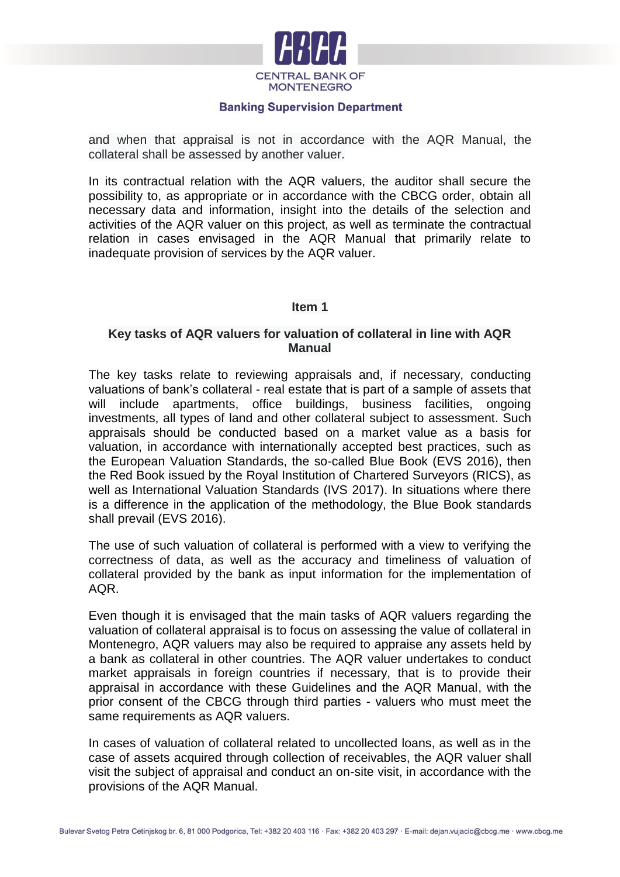and when that appraisal is not in accordance with the AQR Manual, the collateral shall be assessed by another valuer.

In its contractual relation with the AQR valuers, the auditor shall secure the possibility to, as appropriate or in accordance with the CBCG order, obtain all necessary data and information, insight into the details of the selection and activities of the AQR valuer on this project, as well as terminate the contractual relation in cases envisaged in the AQR Manual that primarily relate to inadequate provision of services by the AQR valuer.

## Item 1

## Key tasks of AQR valuers for valuation of collateral in line with AQR Manual

The key tasks relate to reviewing appraisals and, if necessary, conducting valuations of bank's collateral - real estate that is part of a sample of assets that will include apartments, office buildings, business facilities, ongoing investments, all types of land and other collateral subject to assessment. Such appraisals should be conducted based on a market value as a basis for valuation, in accordance with internationally accepted best practices, such as the European Valuation Standards, the so-called Blue Book (EVS 2016), then the Red Book issued by the Royal Institution of Chartered Surveyors (RICS), as well as International Valuation Standards (IVS 2017). In situations where there is a difference in the application of the methodology, the Blue Book standards shall prevail (EVS 2016).

The use of such valuation of collateral is performed with a view to verifying the correctness of data, as well as the accuracy and timeliness of valuation of collateral provided by the bank as input information for the implementation of AQR.

Even though it is envisaged that the main tasks of AQR valuers regarding the valuation of collateral appraisal is to focus on assessing the value of collateral in Montenegro, AQR valuers may also be required to appraise any assets held by a bank as collateral in other countries. The AQR valuer undertakes to conduct market appraisals in foreign countries if necessary, that is to provide their appraisal in accordance with these Guidelines and the AQR Manual, with the prior consent of the CBCG through third parties - valuers who must meet the same requirements as AQR valuers.

In cases of valuation of collateral related to uncollected loans, as well as in the case of assets acquired through collection of receivables, the AQR valuer shall visit the subject of appraisal and conduct an on-site visit, in accordance with the provisions of the AQR Manual.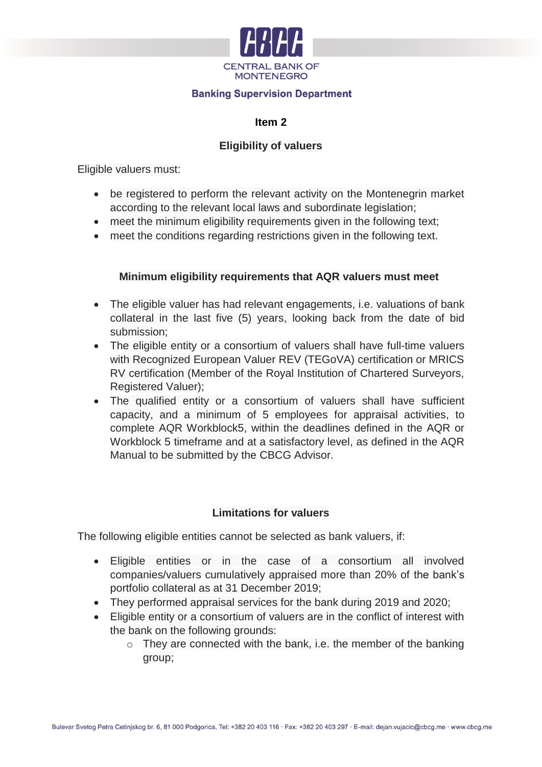## Item 2

## Eligibility of valuers

Eligible valuers must:

- be registered to perform the relevant activity on the Montenegrin market according to the relevant local laws and subordinate legislation;
- meet the minimum eligibility requirements given in the following text;
- meet the conditions regarding restrictions given in the following text.

### Minimum eligibility requirements that AQR valuers must meet

- The eligible valuer has had relevant engagements, i.e. valuations of bank collateral in the last five (5) years, looking back from the date of bid submission;
- The eligible entity or a consortium of valuers shall have full-time valuers with Recognized European Valuer REV (TEGoVA) certification or MRICS RV certification (Member of the Royal Institution of Chartered Surveyors, Registered Valuer);
- The qualified entity or a consortium of valuers shall have sufficient capacity, and a minimum of 5 employees for appraisal activities, to complete AQR Workblock5, within the deadlines defined in the AQR or Workblock 5 timeframe and at a satisfactory level, as defined in the AQR Manual to be submitted by the CBCG Advisor.

### Limitations for valuers

The following eligible entities cannot be selected as bank valuers, if:

- Eligible entities or in the case of a consortium all involved companies/valuers cumulatively appraised more than 20% of the bank's portfolio collateral as at 31 December 2019;
- They performed appraisal services for the bank during 2019 and 2020;
- Eligible entity or a consortium of valuers are in the conflict of interest with the bank on the following grounds:
    - They are connected with the bank, i.e. the member of the banking group;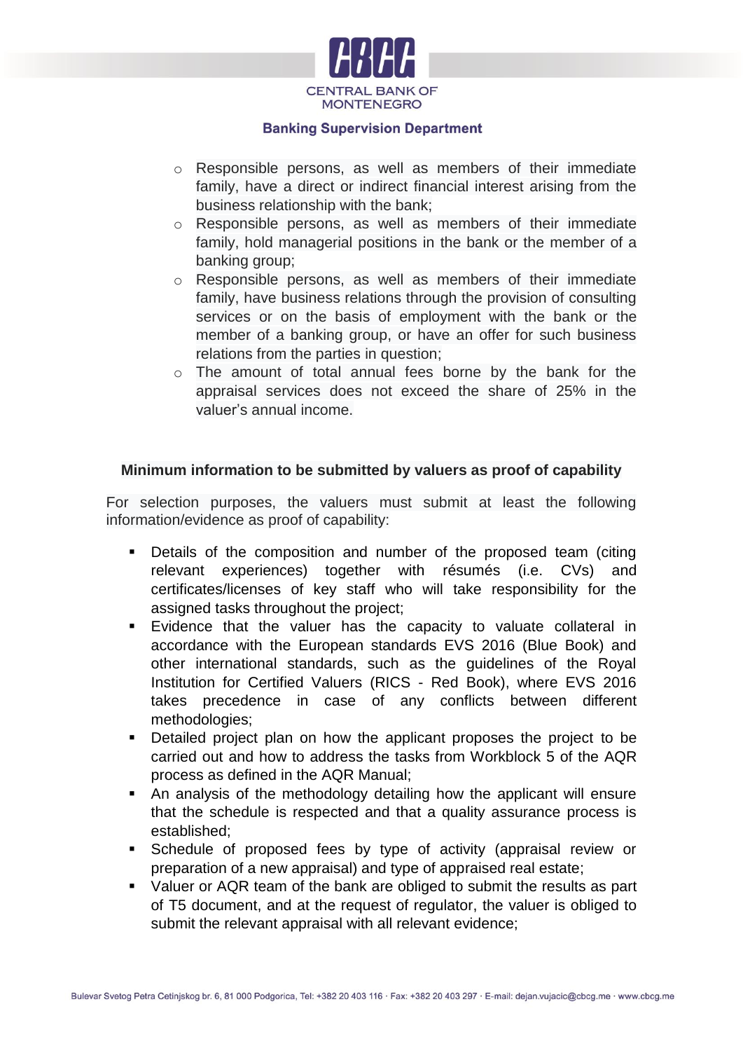- Responsible persons, as well as members of their immediate family, have a direct or indirect financial interest arising from the business relationship with the bank;
- Responsible persons, as well as members of their immediate family, hold managerial positions in the bank or the member of a banking group;
- Responsible persons, as well as members of their immediate family, have business relations through the provision of consulting services or on the basis of employment with the bank or the member of a banking group, or have an offer for such business relations from the parties in question;
- The amount of total annual fees borne by the bank for the appraisal services does not exceed the share of 25% in the valuer's annual income.

### Minimum information to be submitted by valuers as proof of capability

For selection purposes, the valuers must submit at least the following information/evidence as proof of capability:

- Details of the composition and number of the proposed team (citing relevant experiences) together with résumés (i.e. CVs) and certificates/licenses of key staff who will take responsibility for the assigned tasks throughout the project;
- Evidence that the valuer has the capacity to valuate collateral in accordance with the European standards EVS 2016 (Blue Book) and other international standards, such as the guidelines of the Royal Institution for Certified Valuers (RICS - Red Book), where EVS 2016 takes precedence in case of any conflicts between different methodologies;
- Detailed project plan on how the applicant proposes the project to be carried out and how to address the tasks from Workblock 5 of the AQR process as defined in the AQR Manual;
- An analysis of the methodology detailing how the applicant will ensure that the schedule is respected and that a quality assurance process is established;
- Schedule of proposed fees by type of activity (appraisal review or preparation of a new appraisal) and type of appraised real estate;
- Valuer or AQR team of the bank are obliged to submit the results as part of T5 document, and at the request of regulator, the valuer is obliged to submit the relevant appraisal with all relevant evidence;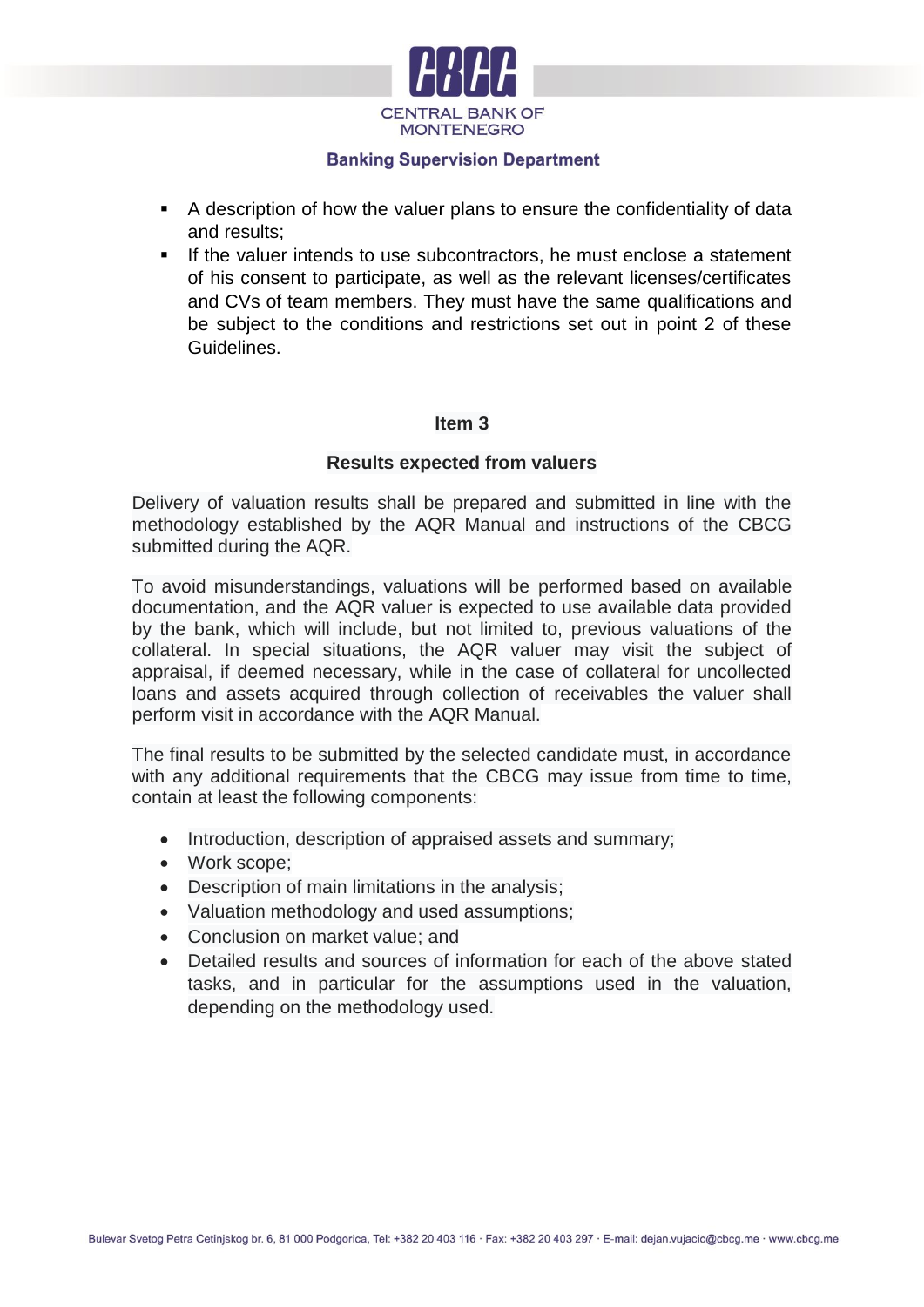- A description of how the valuer plans to ensure the confidentiality of data and results;
- If the valuer intends to use subcontractors, he must enclose a statement of his consent to participate, as well as the relevant licenses/certificates and CVs of team members. They must have the same qualifications and be subject to the conditions and restrictions set out in point 2 of these Guidelines.

**Item 3**

**Results expected from valuers**

Delivery of valuation results shall be prepared and submitted in line with the methodology established by the AQR Manual and instructions of the CBCG submitted during the AQR.

To avoid misunderstandings, valuations will be performed based on available documentation, and the AQR valuer is expected to use available data provided by the bank, which will include, but not limited to, previous valuations of the collateral. In special situations, the AQR valuer may visit the subject of appraisal, if deemed necessary, while in the case of collateral for uncollected loans and assets acquired through collection of receivables the valuer shall perform visit in accordance with the AQR Manual.

The final results to be submitted by the selected candidate must, in accordance with any additional requirements that the CBCG may issue from time to time, contain at least the following components:

- Introduction, description of appraised assets and summary;
- Work scope;
- Description of main limitations in the analysis;
- Valuation methodology and used assumptions;
- Conclusion on market value; and
- Detailed results and sources of information for each of the above stated tasks, and in particular for the assumptions used in the valuation, depending on the methodology used.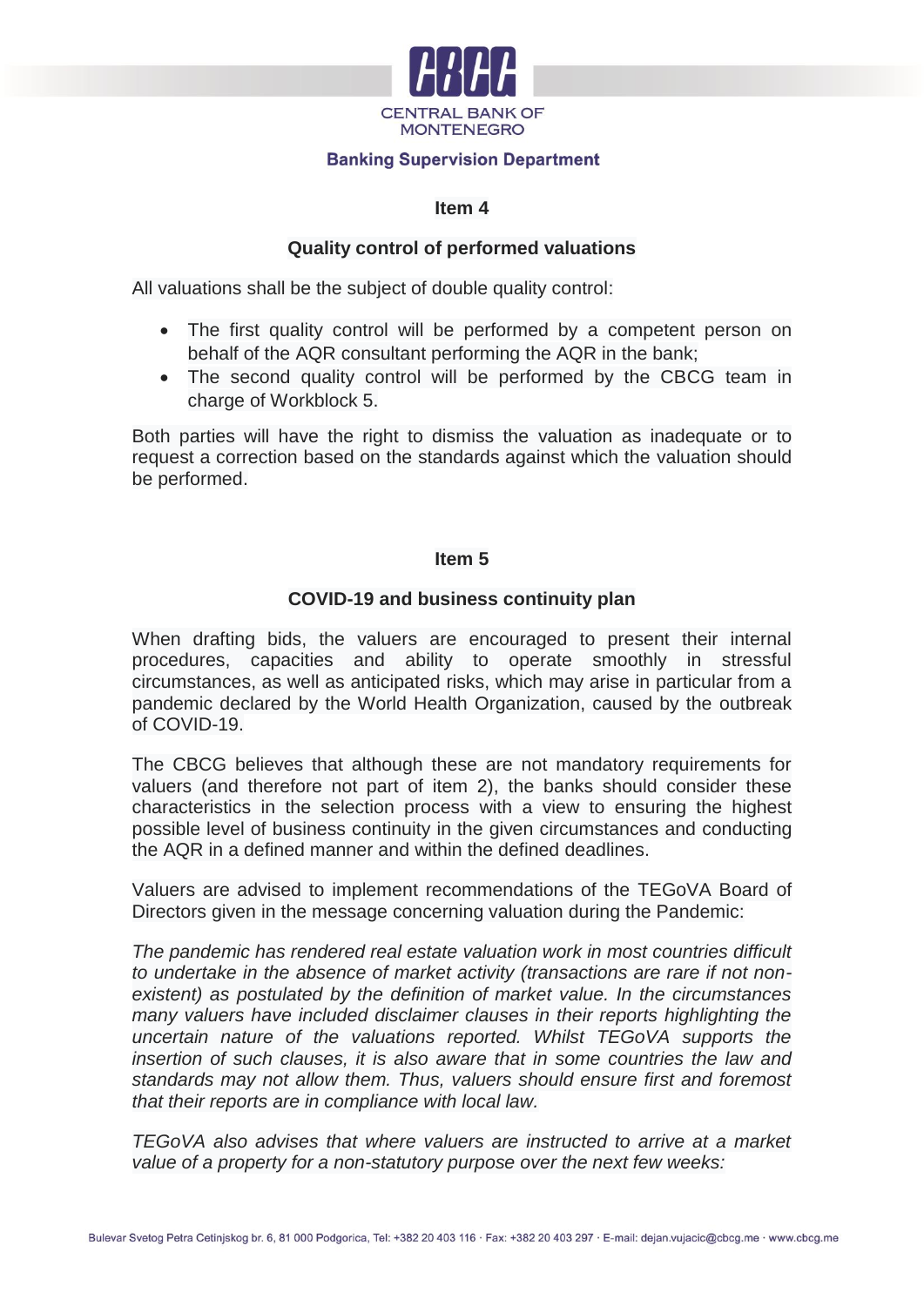## Item 4

### Quality control of performed valuations

All valuations shall be the subject of double quality control:

- The first quality control will be performed by a competent person on behalf of the AQR consultant performing the AQR in the bank;
- The second quality control will be performed by the CBCG team in charge of Workblock 5.

Both parties will have the right to dismiss the valuation as inadequate or to request a correction based on the standards against which the valuation should be performed.

## Item 5

### COVID-19 and business continuity plan

When drafting bids, the valuers are encouraged to present their internal procedures, capacities and ability to operate smoothly in stressful circumstances, as well as anticipated risks, which may arise in particular from a pandemic declared by the World Health Organization, caused by the outbreak of COVID-19.

The CBCG believes that although these are not mandatory requirements for valuers (and therefore not part of item 2), the banks should consider these characteristics in the selection process with a view to ensuring the highest possible level of business continuity in the given circumstances and conducting the AQR in a defined manner and within the defined deadlines.

Valuers are advised to implement recommendations of the TEGoVA Board of Directors given in the message concerning valuation during the Pandemic:

*The pandemic has rendered real estate valuation work in most countries difficult to undertake in the absence of market activity (transactions are rare if not non-existent) as postulated by the definition of market value. In the circumstances many valuers have included disclaimer clauses in their reports highlighting the uncertain nature of the valuations reported. Whilst TEGoVA supports the insertion of such clauses, it is also aware that in some countries the law and standards may not allow them. Thus, valuers should ensure first and foremost that their reports are in compliance with local law.*

*TEGoVA also advises that where valuers are instructed to arrive at a market value of a property for a non-statutory purpose over the next few weeks:*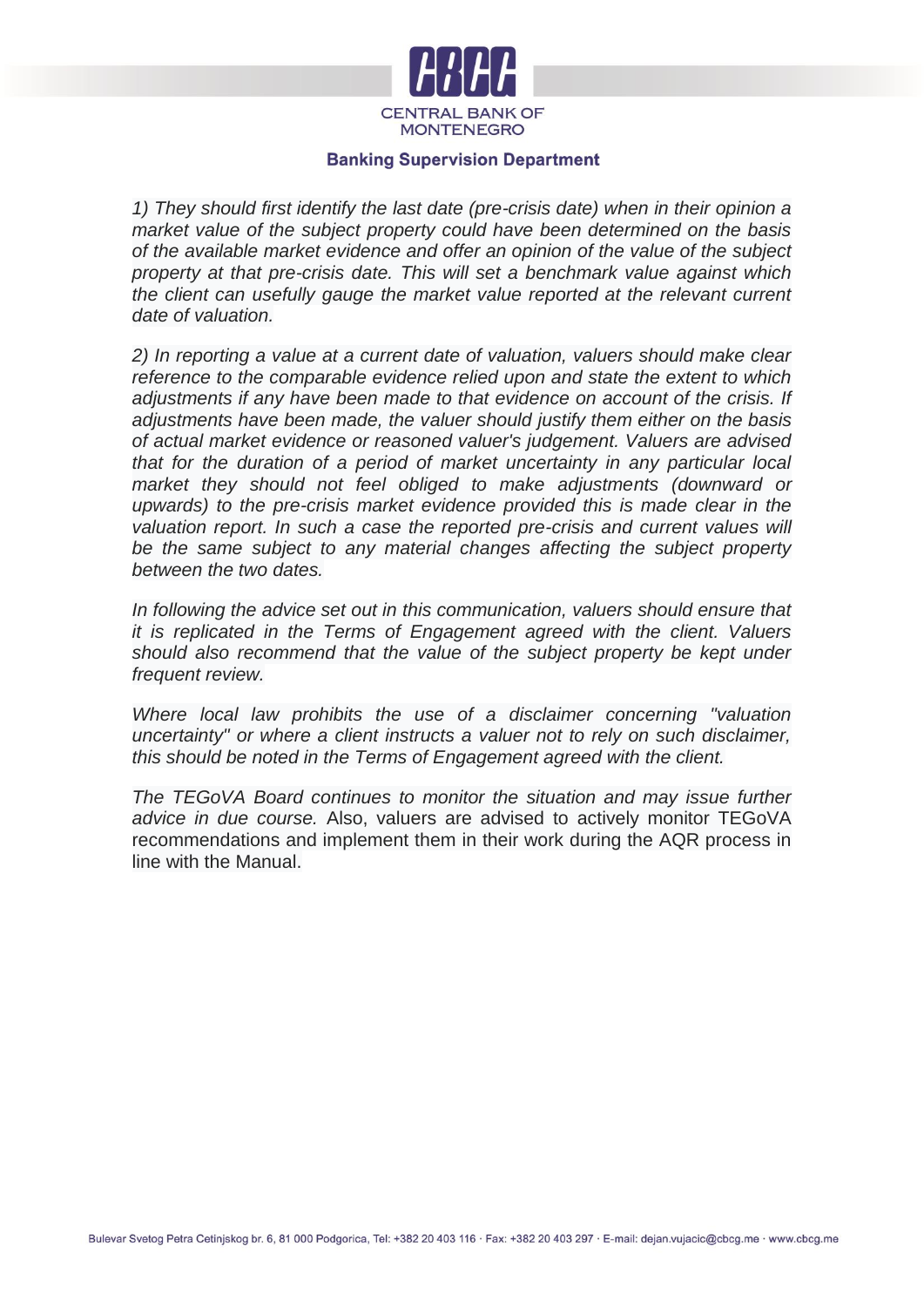*1) They should first identify the last date (pre-crisis date) when in their opinion a market value of the subject property could have been determined on the basis of the available market evidence and offer an opinion of the value of the subject property at that pre-crisis date. This will set a benchmark value against which the client can usefully gauge the market value reported at the relevant current date of valuation.*

*2) In reporting a value at a current date of valuation, valuers should make clear reference to the comparable evidence relied upon and state the extent to which adjustments if any have been made to that evidence on account of the crisis. If adjustments have been made, the valuer should justify them either on the basis of actual market evidence or reasoned valuer's judgement. Valuers are advised that for the duration of a period of market uncertainty in any particular local market they should not feel obliged to make adjustments (downward or upwards) to the pre-crisis market evidence provided this is made clear in the valuation report. In such a case the reported pre-crisis and current values will be the same subject to any material changes affecting the subject property between the two dates.*

*In following the advice set out in this communication, valuers should ensure that it is replicated in the Terms of Engagement agreed with the client. Valuers should also recommend that the value of the subject property be kept under frequent review.*

*Where local law prohibits the use of a disclaimer concerning "valuation uncertainty" or where a client instructs a valuer not to rely on such disclaimer, this should be noted in the Terms of Engagement agreed with the client.*

*The TEGoVA Board continues to monitor the situation and may issue further advice in due course.* Also, valuers are advised to actively monitor TEGoVA recommendations and implement them in their work during the AQR process in line with the Manual.